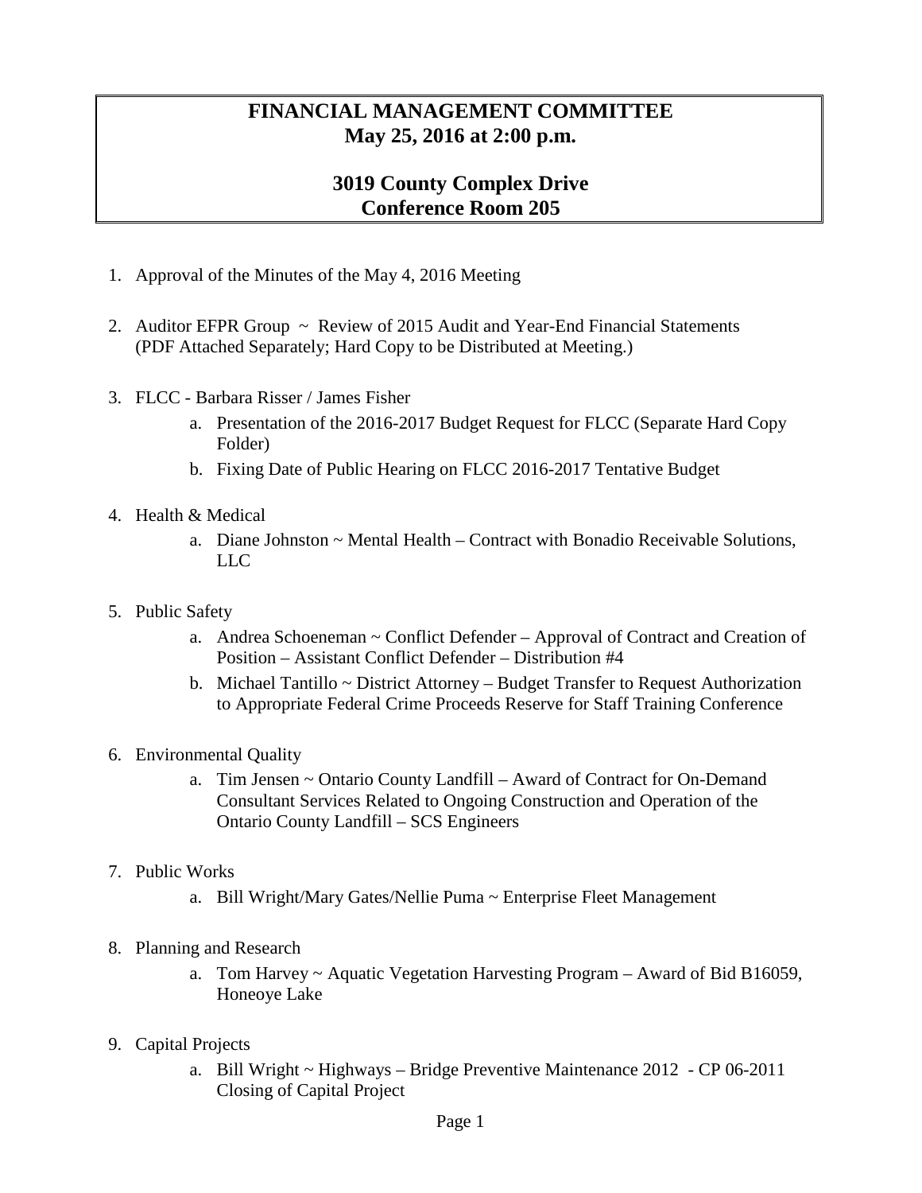# FINANCIAL MANAGEMENT COMMITTEE
## May 25, 2016 at 2:00 p.m.

## 3019 County Complex Drive
## Conference Room 205

1. Approval of the Minutes of the May 4, 2016 Meeting

2. Auditor EFPR Group ~ Review of 2015 Audit and Year-End Financial Statements (PDF Attached Separately; Hard Copy to be Distributed at Meeting.)

3. FLCC - Barbara Risser / James Fisher
   a. Presentation of the 2016-2017 Budget Request for FLCC (Separate Hard Copy Folder)
   b. Fixing Date of Public Hearing on FLCC 2016-2017 Tentative Budget

4. Health & Medical
   a. Diane Johnston ~ Mental Health – Contract with Bonadio Receivable Solutions, LLC

5. Public Safety
   a. Andrea Schoeneman ~ Conflict Defender – Approval of Contract and Creation of Position – Assistant Conflict Defender – Distribution #4
   b. Michael Tantillo ~ District Attorney – Budget Transfer to Request Authorization to Appropriate Federal Crime Proceeds Reserve for Staff Training Conference

6. Environmental Quality
   a. Tim Jensen ~ Ontario County Landfill – Award of Contract for On-Demand Consultant Services Related to Ongoing Construction and Operation of the Ontario County Landfill – SCS Engineers

7. Public Works
   a. Bill Wright/Mary Gates/Nellie Puma ~ Enterprise Fleet Management

8. Planning and Research
   a. Tom Harvey ~ Aquatic Vegetation Harvesting Program – Award of Bid B16059, Honeoye Lake

9. Capital Projects
   a. Bill Wright ~ Highways – Bridge Preventive Maintenance 2012 - CP 06-2011 Closing of Capital Project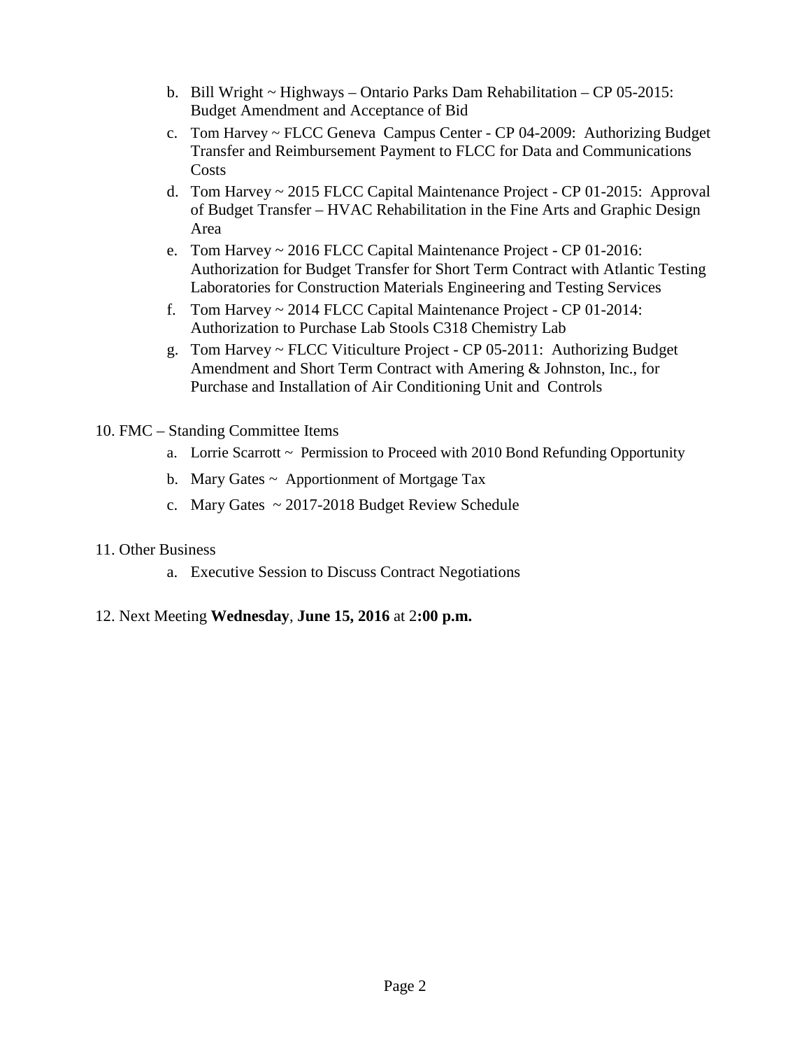b. Bill Wright ~ Highways – Ontario Parks Dam Rehabilitation – CP 05-2015: Budget Amendment and Acceptance of Bid
c. Tom Harvey ~ FLCC Geneva Campus Center - CP 04-2009: Authorizing Budget Transfer and Reimbursement Payment to FLCC for Data and Communications Costs
d. Tom Harvey ~ 2015 FLCC Capital Maintenance Project - CP 01-2015: Approval of Budget Transfer – HVAC Rehabilitation in the Fine Arts and Graphic Design Area
e. Tom Harvey ~ 2016 FLCC Capital Maintenance Project - CP 01-2016: Authorization for Budget Transfer for Short Term Contract with Atlantic Testing Laboratories for Construction Materials Engineering and Testing Services
f. Tom Harvey ~ 2014 FLCC Capital Maintenance Project - CP 01-2014: Authorization to Purchase Lab Stools C318 Chemistry Lab
g. Tom Harvey ~ FLCC Viticulture Project - CP 05-2011: Authorizing Budget Amendment and Short Term Contract with Amering & Johnston, Inc., for Purchase and Installation of Air Conditioning Unit and Controls

10. FMC – Standing Committee Items
    a. Lorrie Scarrott ~ Permission to Proceed with 2010 Bond Refunding Opportunity
    b. Mary Gates ~ Apportionment of Mortgage Tax
    c. Mary Gates ~ 2017-2018 Budget Review Schedule

11. Other Business
    a. Executive Session to Discuss Contract Negotiations

12. Next Meeting **Wednesday**, **June 15, 2016** at 2**:00 p.m.**